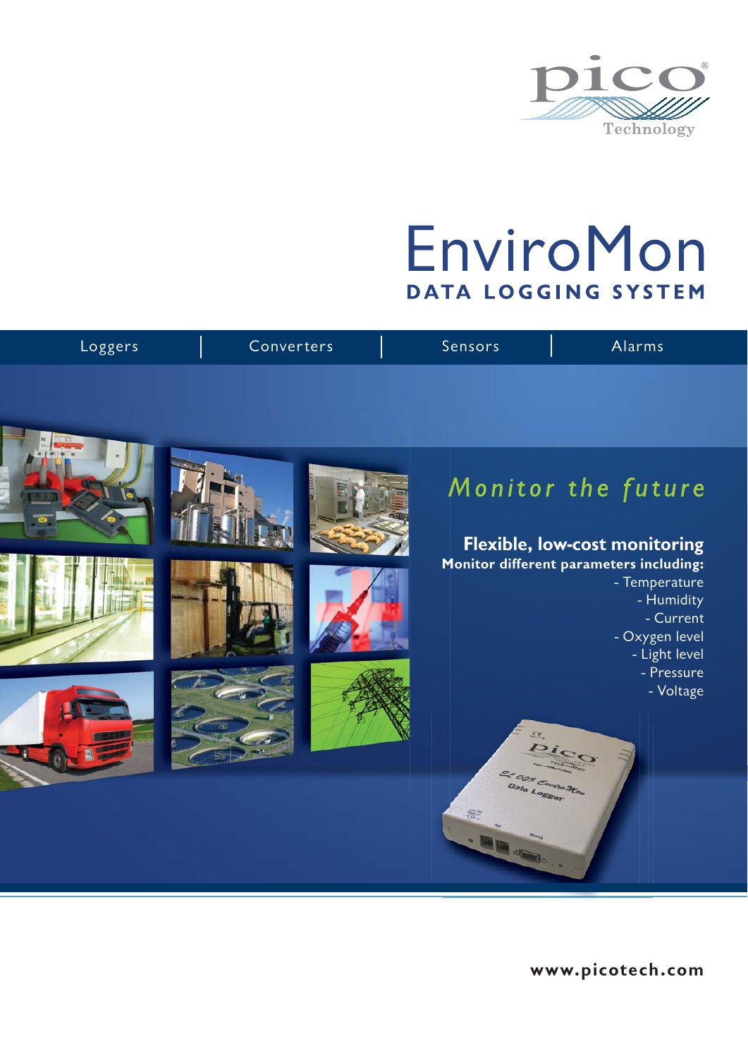pico Technology

# EnviroMon

## DATA LOGGING SYSTEM

Loggers | Converters | Sensors | Alarms

*Monitor the future*

**Flexible, low-cost monitoring**

**Monitor different parameters including:**

- Temperature
- Humidity
- Current
- Oxygen level
- Light level
- Pressure
- Voltage

www.picotech.com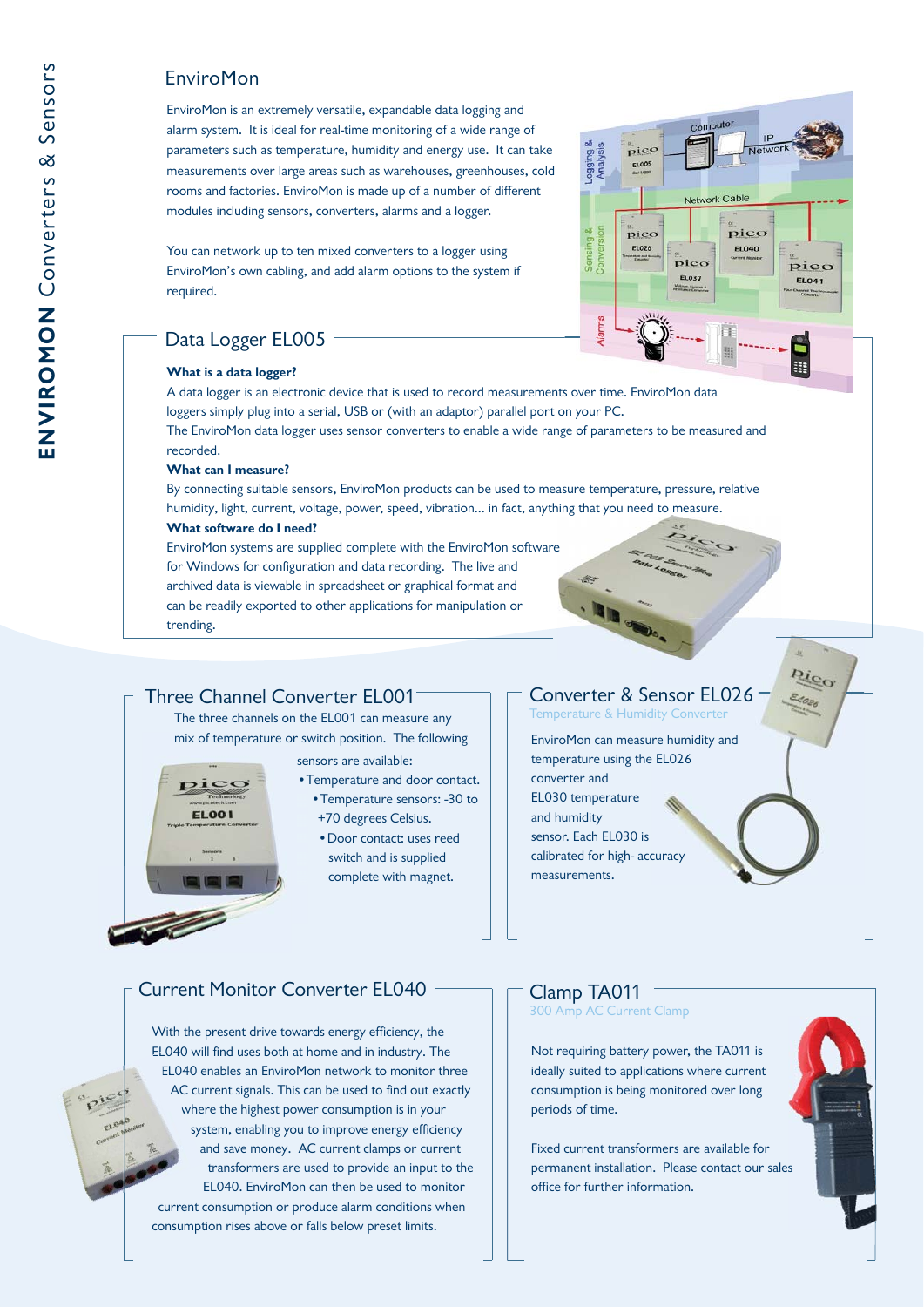# EnviroMon

EnviroMon is an extremely versatile, expandable data logging and alarm system. It is ideal for real-time monitoring of a wide range of parameters such as temperature, humidity and energy use. It can take measurements over large areas such as warehouses, greenhouses, cold rooms and factories. EnviroMon is made up of a number of different modules including sensors, converters, alarms and a logger.

You can network up to ten mixed converters to a logger using EnviroMon's own cabling, and add alarm options to the system if required.

## Data Logger EL005

**What is a data logger?**

A data logger is an electronic device that is used to record measurements over time. EnviroMon data loggers simply plug into a serial, USB or (with an adaptor) parallel port on your PC.

The EnviroMon data logger uses sensor converters to enable a wide range of parameters to be measured and recorded.

**What can I measure?**

By connecting suitable sensors, EnviroMon products can be used to measure temperature, pressure, relative humidity, light, current, voltage, power, speed, vibration... in fact, anything that you need to measure.

**What software do I need?**

EnviroMon systems are supplied complete with the EnviroMon software for Windows for configuration and data recording. The live and archived data is viewable in spreadsheet or graphical format and can be readily exported to other applications for manipulation or trending.

## Three Channel Converter EL001

The three channels on the EL001 can measure any mix of temperature or switch position. The following sensors are available:

- Temperature and door contact.
- Temperature sensors: -30 to +70 degrees Celsius.
- Door contact: uses reed switch and is supplied complete with magnet.

## Converter & Sensor EL026

Temperature & Humidity Converter

EnviroMon can measure humidity and temperature using the EL026 converter and EL030 temperature and humidity sensor. Each EL030 is calibrated for high- accuracy measurements.

## Current Monitor Converter EL040

With the present drive towards energy efficiency, the EL040 will find uses both at home and in industry. The EL040 enables an EnviroMon network to monitor three AC current signals. This can be used to find out exactly where the highest power consumption is in your system, enabling you to improve energy efficiency and save money. AC current clamps or current transformers are used to provide an input to the EL040. EnviroMon can then be used to monitor current consumption or produce alarm conditions when consumption rises above or falls below preset limits.

## Clamp TA011

300 Amp AC Current Clamp

Not requiring battery power, the TA011 is ideally suited to applications where current consumption is being monitored over long periods of time.

Fixed current transformers are available for permanent installation. Please contact our sales office for further information.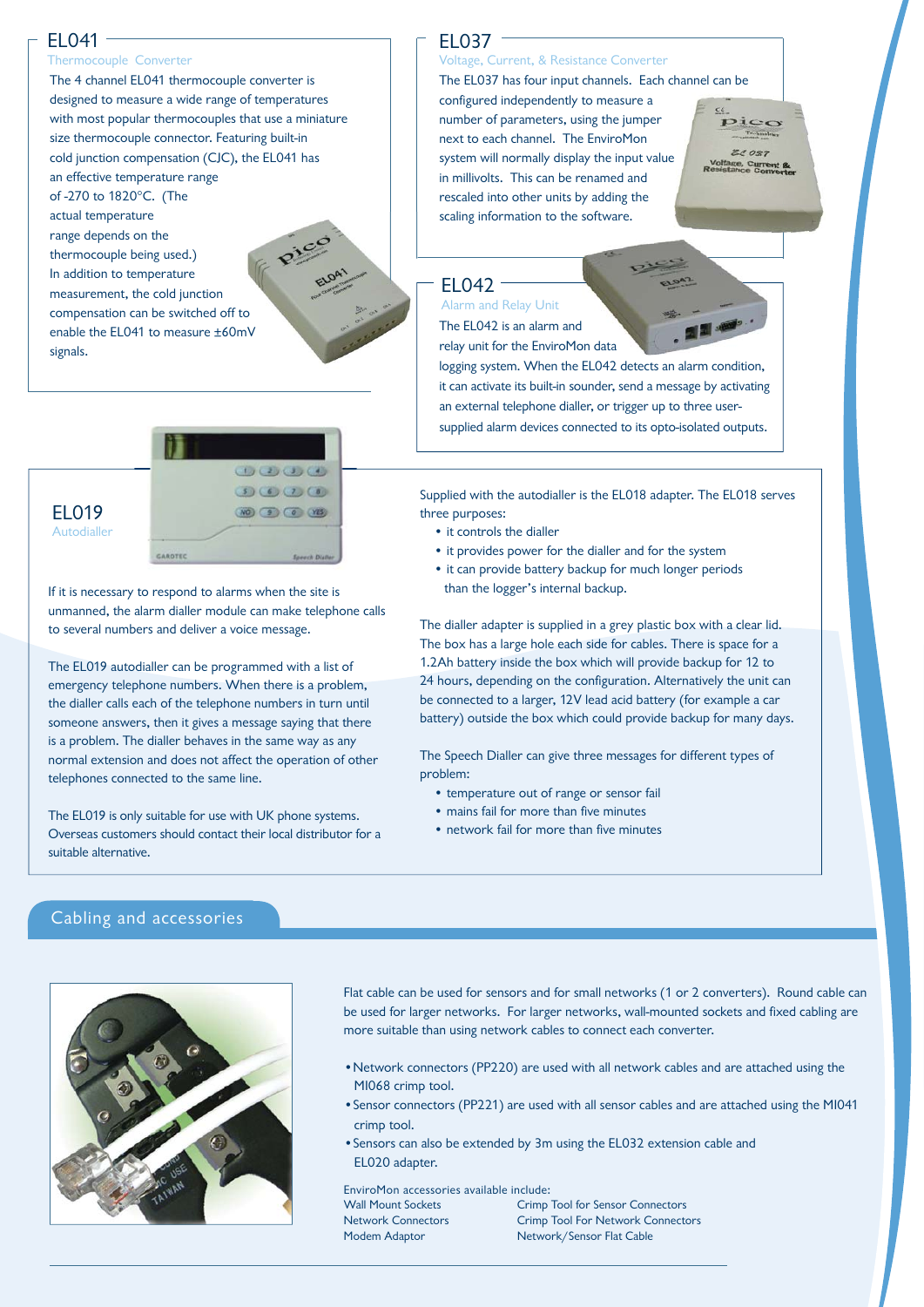## EL041

Thermocouple Converter

The 4 channel EL041 thermocouple converter is designed to measure a wide range of temperatures with most popular thermocouples that use a miniature size thermocouple connector. Featuring built-in cold junction compensation (CJC), the EL041 has an effective temperature range of -270 to 1820°C. (The actual temperature range depends on the thermocouple being used.) In addition to temperature measurement, the cold junction compensation can be switched off to enable the EL041 to measure ±60mV signals.

## EL037

Voltage, Current, & Resistance Converter

The EL037 has four input channels. Each channel can be configured independently to measure a number of parameters, using the jumper next to each channel. The EnviroMon system will normally display the input value in millivolts. This can be renamed and rescaled into other units by adding the scaling information to the software.

## EL042

Alarm and Relay Unit

The EL042 is an alarm and relay unit for the EnviroMon data logging system. When the EL042 detects an alarm condition, it can activate its built-in sounder, send a message by activating an external telephone dialler, or trigger up to three user-supplied alarm devices connected to its opto-isolated outputs.

## EL019

Autodialler

If it is necessary to respond to alarms when the site is unmanned, the alarm dialler module can make telephone calls to several numbers and deliver a voice message.

The EL019 autodialler can be programmed with a list of emergency telephone numbers. When there is a problem, the dialler calls each of the telephone numbers in turn until someone answers, then it gives a message saying that there is a problem. The dialler behaves in the same way as any normal extension and does not affect the operation of other telephones connected to the same line.

The EL019 is only suitable for use with UK phone systems. Overseas customers should contact their local distributor for a suitable alternative.

Supplied with the autodialler is the EL018 adapter. The EL018 serves three purposes:

- it controls the dialler
- it provides power for the dialler and for the system
- it can provide battery backup for much longer periods than the logger's internal backup.

The dialler adapter is supplied in a grey plastic box with a clear lid. The box has a large hole each side for cables. There is space for a 1.2Ah battery inside the box which will provide backup for 12 to 24 hours, depending on the configuration. Alternatively the unit can be connected to a larger, 12V lead acid battery (for example a car battery) outside the box which could provide backup for many days.

The Speech Dialler can give three messages for different types of problem:

- temperature out of range or sensor fail
- mains fail for more than five minutes
- network fail for more than five minutes

## Cabling and accessories

Flat cable can be used for sensors and for small networks (1 or 2 converters). Round cable can be used for larger networks. For larger networks, wall-mounted sockets and fixed cabling are more suitable than using network cables to connect each converter.

- Network connectors (PP220) are used with all network cables and are attached using the MI068 crimp tool.
- Sensor connectors (PP221) are used with all sensor cables and are attached using the MI041 crimp tool.
- Sensors can also be extended by 3m using the EL032 extension cable and EL020 adapter.

EnviroMon accessories available include:

| | |
|---|---|
| Wall Mount Sockets | Crimp Tool for Sensor Connectors |
| Network Connectors | Crimp Tool For Network Connectors |
| Modem Adaptor | Network/Sensor Flat Cable |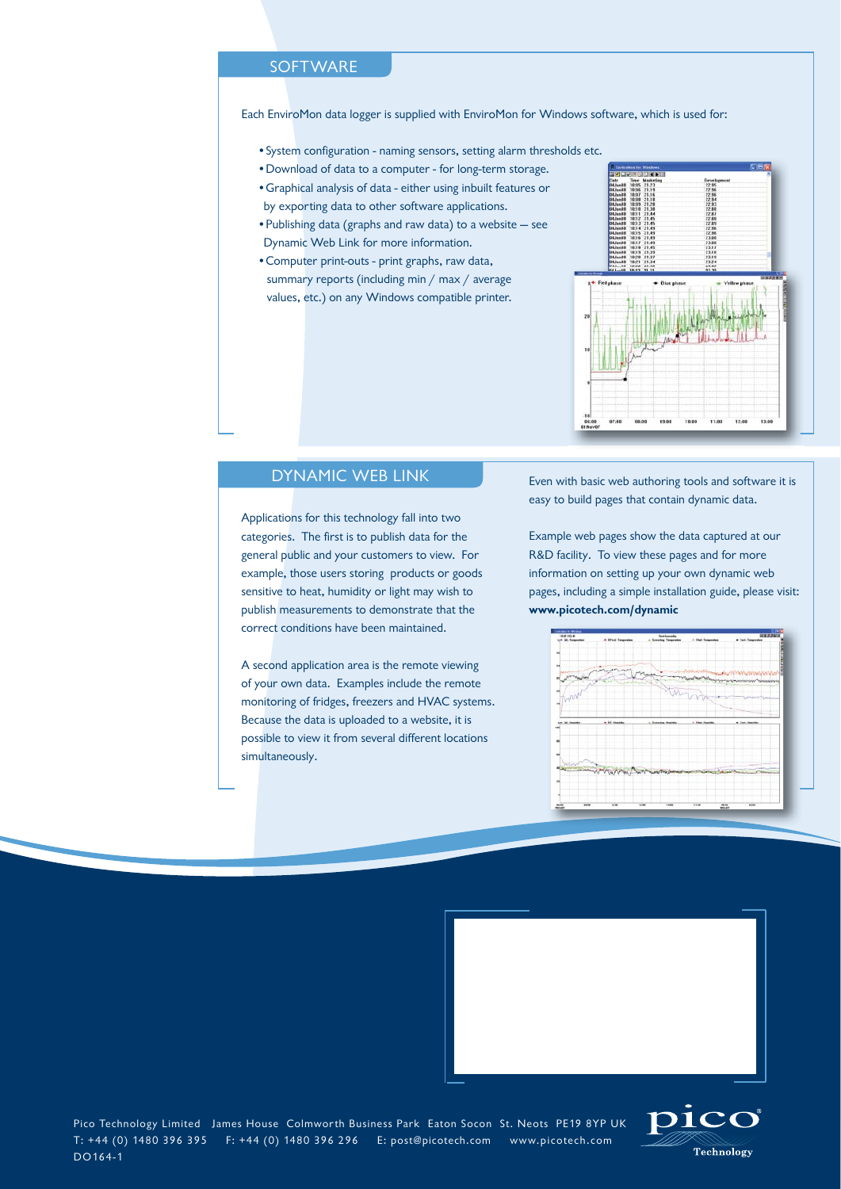## SOFTWARE

Each EnviroMon data logger is supplied with EnviroMon for Windows software, which is used for:

- System configuration - naming sensors, setting alarm thresholds etc.
- Download of data to a computer - for long-term storage.
- Graphical analysis of data - either using inbuilt features or by exporting data to other software applications.
- Publishing data (graphs and raw data) to a website – see Dynamic Web Link for more information.
- Computer print-outs - print graphs, raw data, summary reports (including min / max / average values, etc.) on any Windows compatible printer.

## DYNAMIC WEB LINK

Applications for this technology fall into two categories. The first is to publish data for the general public and your customers to view. For example, those users storing products or goods sensitive to heat, humidity or light may wish to publish measurements to demonstrate that the correct conditions have been maintained.

A second application area is the remote viewing of your own data. Examples include the remote monitoring of fridges, freezers and HVAC systems. Because the data is uploaded to a website, it is possible to view it from several different locations simultaneously.

Even with basic web authoring tools and software it is easy to build pages that contain dynamic data.

Example web pages show the data captured at our R&D facility. To view these pages and for more information on setting up your own dynamic web pages, including a simple installation guide, please visit: **www.picotech.com/dynamic**

Pico Technology Limited James House Colmworth Business Park Eaton Socon St. Neots PE19 8YP UK
T: +44 (0) 1480 396 395 F: +44 (0) 1480 396 296 E: post@picotech.com www.picotech.com
DO164-1